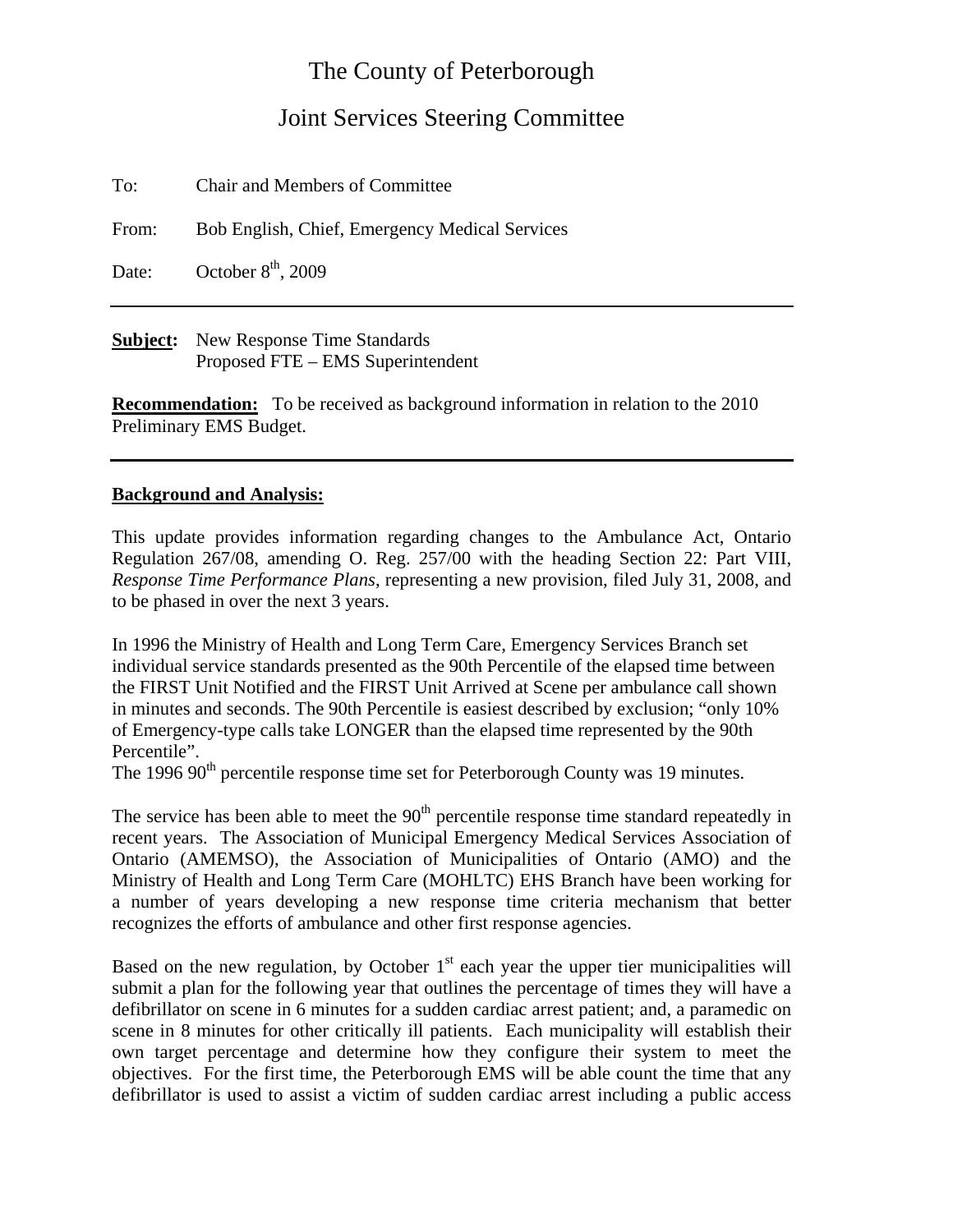# The County of Peterborough

## Joint Services Steering Committee

To: Chair and Members of Committee

From: Bob English, Chief, Emergency Medical Services

Date: October 8th, 2009

---

**Subject:** New Response Time Standards
Proposed FTE – EMS Superintendent

**Recommendation:** To be received as background information in relation to the 2010 Preliminary EMS Budget.

---

**Background and Analysis:**

This update provides information regarding changes to the Ambulance Act, Ontario Regulation 267/08, amending O. Reg. 257/00 with the heading Section 22: Part VIII, *Response Time Performance Plans*, representing a new provision, filed July 31, 2008, and to be phased in over the next 3 years.

In 1996 the Ministry of Health and Long Term Care, Emergency Services Branch set individual service standards presented as the 90th Percentile of the elapsed time between the FIRST Unit Notified and the FIRST Unit Arrived at Scene per ambulance call shown in minutes and seconds. The 90th Percentile is easiest described by exclusion; "only 10% of Emergency-type calls take LONGER than the elapsed time represented by the 90th Percentile".
The 1996 90th percentile response time set for Peterborough County was 19 minutes.

The service has been able to meet the 90th percentile response time standard repeatedly in recent years. The Association of Municipal Emergency Medical Services Association of Ontario (AMEMSO), the Association of Municipalities of Ontario (AMO) and the Ministry of Health and Long Term Care (MOHLTC) EHS Branch have been working for a number of years developing a new response time criteria mechanism that better recognizes the efforts of ambulance and other first response agencies.

Based on the new regulation, by October 1st each year the upper tier municipalities will submit a plan for the following year that outlines the percentage of times they will have a defibrillator on scene in 6 minutes for a sudden cardiac arrest patient; and, a paramedic on scene in 8 minutes for other critically ill patients. Each municipality will establish their own target percentage and determine how they configure their system to meet the objectives. For the first time, the Peterborough EMS will be able count the time that any defibrillator is used to assist a victim of sudden cardiac arrest including a public access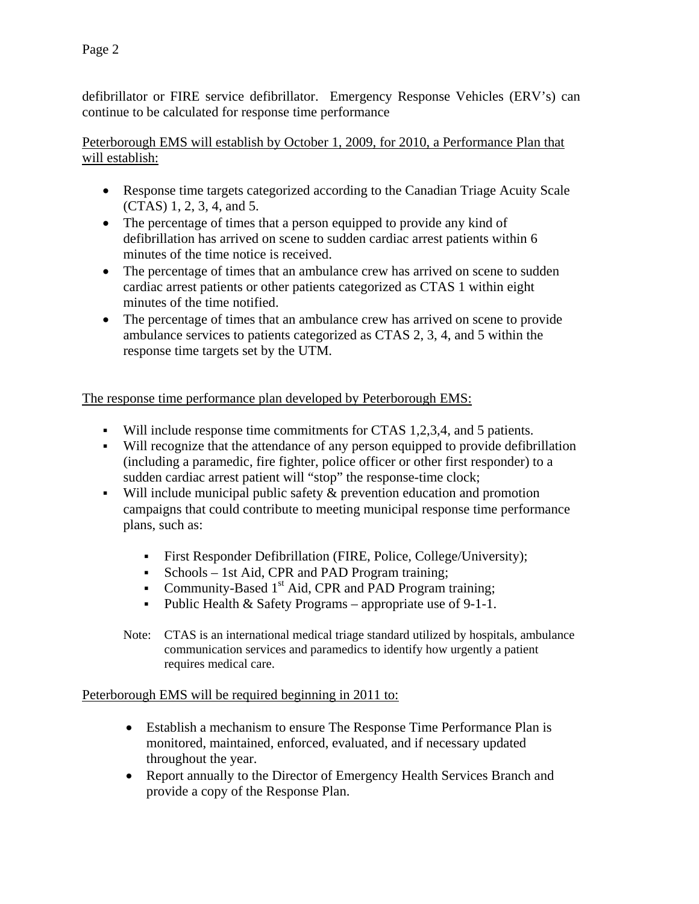defibrillator or FIRE service defibrillator. Emergency Response Vehicles (ERV's) can continue to be calculated for response time performance

<u>Peterborough EMS will establish by October 1, 2009, for 2010, a Performance Plan that will establish:</u>

- Response time targets categorized according to the Canadian Triage Acuity Scale (CTAS) 1, 2, 3, 4, and 5.
- The percentage of times that a person equipped to provide any kind of defibrillation has arrived on scene to sudden cardiac arrest patients within 6 minutes of the time notice is received.
- The percentage of times that an ambulance crew has arrived on scene to sudden cardiac arrest patients or other patients categorized as CTAS 1 within eight minutes of the time notified.
- The percentage of times that an ambulance crew has arrived on scene to provide ambulance services to patients categorized as CTAS 2, 3, 4, and 5 within the response time targets set by the UTM.

<u>The response time performance plan developed by Peterborough EMS:</u>

- Will include response time commitments for CTAS 1,2,3,4, and 5 patients.
- Will recognize that the attendance of any person equipped to provide defibrillation (including a paramedic, fire fighter, police officer or other first responder) to a sudden cardiac arrest patient will "stop" the response-time clock;
- Will include municipal public safety & prevention education and promotion campaigns that could contribute to meeting municipal response time performance plans, such as:
  - First Responder Defibrillation (FIRE, Police, College/University);
  - Schools – 1st Aid, CPR and PAD Program training;
  - Community-Based 1st Aid, CPR and PAD Program training;
  - Public Health & Safety Programs – appropriate use of 9-1-1.

Note: CTAS is an international medical triage standard utilized by hospitals, ambulance communication services and paramedics to identify how urgently a patient requires medical care.

<u>Peterborough EMS will be required beginning in 2011 to:</u>

- Establish a mechanism to ensure The Response Time Performance Plan is monitored, maintained, enforced, evaluated, and if necessary updated throughout the year.
- Report annually to the Director of Emergency Health Services Branch and provide a copy of the Response Plan.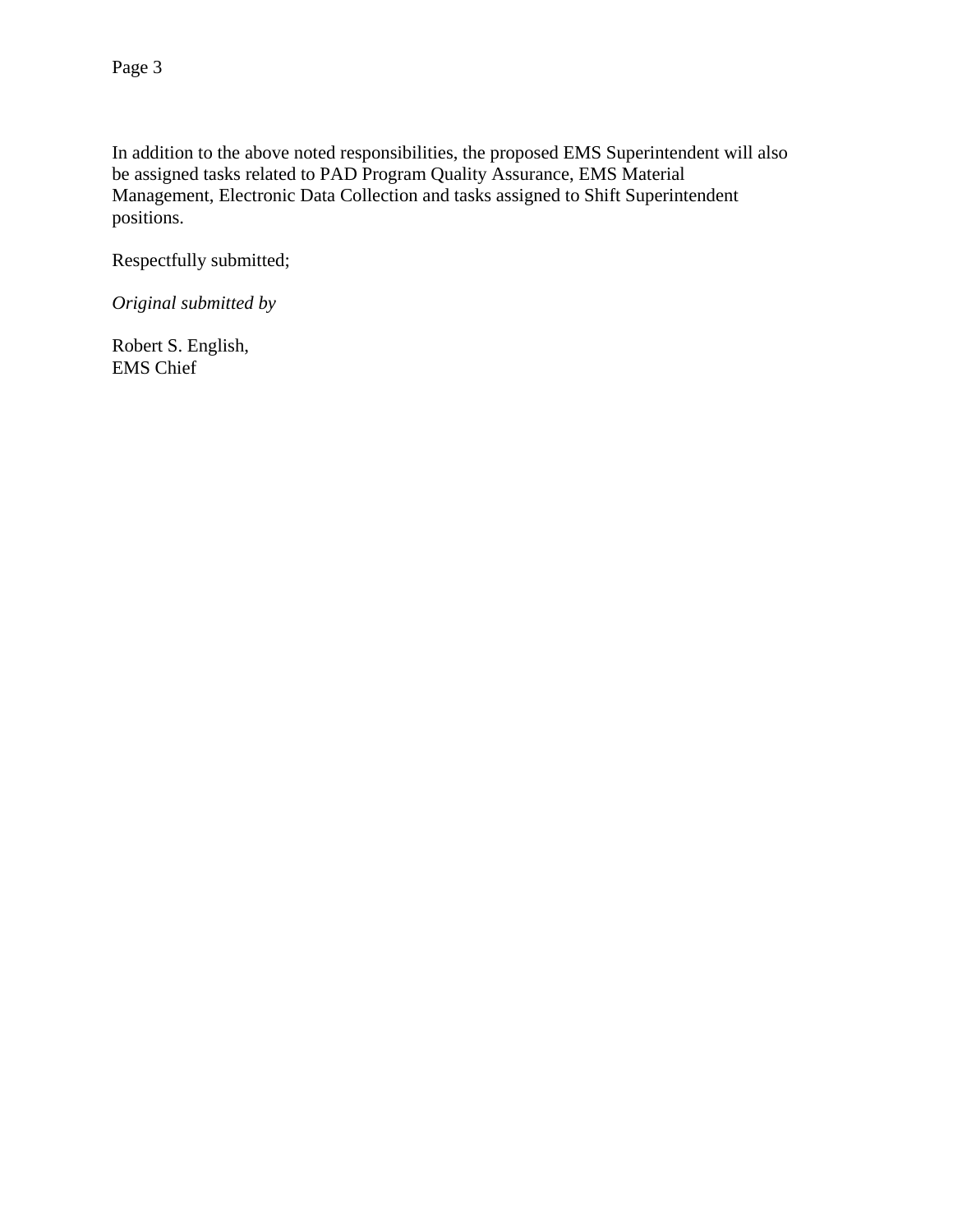In addition to the above noted responsibilities, the proposed EMS Superintendent will also be assigned tasks related to PAD Program Quality Assurance, EMS Material Management, Electronic Data Collection and tasks assigned to Shift Superintendent positions.

Respectfully submitted;

*Original submitted by*

Robert S. English,
EMS Chief